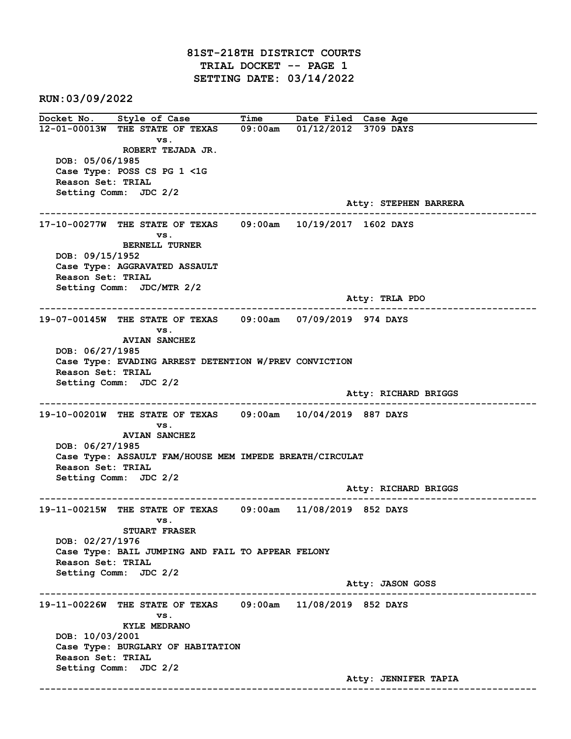# 81ST-218TH DISTRICT COURTS
## TRIAL DOCKET -- PAGE 1
## SETTING DATE: 03/14/2022

RUN:03/09/2022

| Docket No. | Style of Case | Time | Date Filed | Case Age |
|---|---|---|---|---|
| 12-01-00013W | THE STATE OF TEXAS vs. ROBERT TEJADA JR. | 09:00am | 01/12/2012 | 3709 DAYS |

DOB: 05/06/1985
Case Type: POSS CS PG 1 <1G
Reason Set: TRIAL
Setting Comm: JDC 2/2
Atty: STEPHEN BARRERA

---

| Docket No. | Style of Case | Time | Date Filed | Case Age |
|---|---|---|---|---|
| 17-10-00277W | THE STATE OF TEXAS vs. BERNELL TURNER | 09:00am | 10/19/2017 | 1602 DAYS |

DOB: 09/15/1952
Case Type: AGGRAVATED ASSAULT
Reason Set: TRIAL
Setting Comm: JDC/MTR 2/2
Atty: TRLA PDO

---

| Docket No. | Style of Case | Time | Date Filed | Case Age |
|---|---|---|---|---|
| 19-07-00145W | THE STATE OF TEXAS vs. AVIAN SANCHEZ | 09:00am | 07/09/2019 | 974 DAYS |

DOB: 06/27/1985
Case Type: EVADING ARREST DETENTION W/PREV CONVICTION
Reason Set: TRIAL
Setting Comm: JDC 2/2
Atty: RICHARD BRIGGS

---

| Docket No. | Style of Case | Time | Date Filed | Case Age |
|---|---|---|---|---|
| 19-10-00201W | THE STATE OF TEXAS vs. AVIAN SANCHEZ | 09:00am | 10/04/2019 | 887 DAYS |

DOB: 06/27/1985
Case Type: ASSAULT FAM/HOUSE MEM IMPEDE BREATH/CIRCULAT
Reason Set: TRIAL
Setting Comm: JDC 2/2
Atty: RICHARD BRIGGS

---

| Docket No. | Style of Case | Time | Date Filed | Case Age |
|---|---|---|---|---|
| 19-11-00215W | THE STATE OF TEXAS vs. STUART FRASER | 09:00am | 11/08/2019 | 852 DAYS |

DOB: 02/27/1976
Case Type: BAIL JUMPING AND FAIL TO APPEAR FELONY
Reason Set: TRIAL
Setting Comm: JDC 2/2
Atty: JASON GOSS

---

| Docket No. | Style of Case | Time | Date Filed | Case Age |
|---|---|---|---|---|
| 19-11-00226W | THE STATE OF TEXAS vs. KYLE MEDRANO | 09:00am | 11/08/2019 | 852 DAYS |

DOB: 10/03/2001
Case Type: BURGLARY OF HABITATION
Reason Set: TRIAL
Setting Comm: JDC 2/2
Atty: JENNIFER TAPIA

---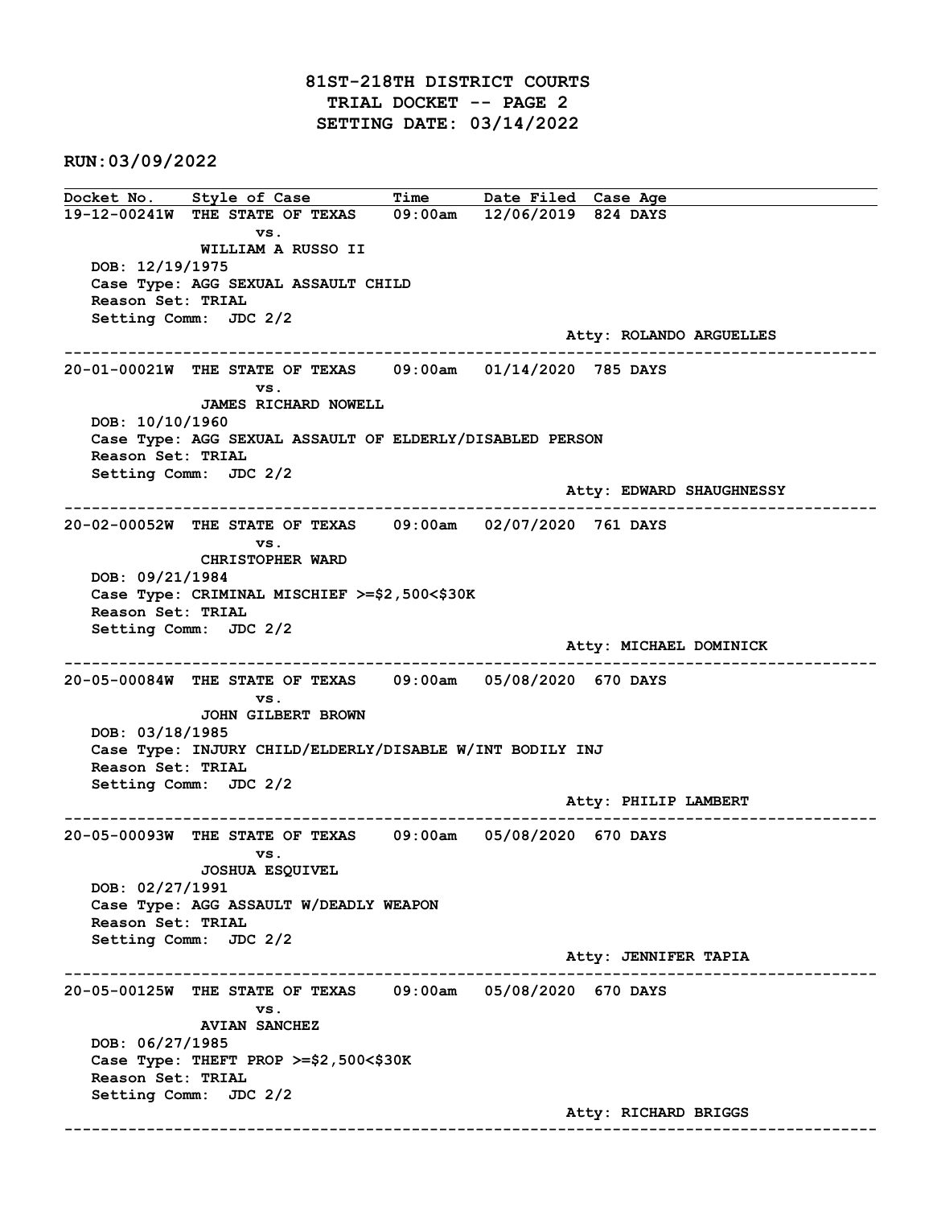# 81ST-218TH DISTRICT COURTS
## TRIAL DOCKET -- PAGE 2
## SETTING DATE: 03/14/2022

**RUN:03/09/2022**

| Docket No. | Style of Case | Time | Date Filed | Case Age |
|---|---|---|---|---|

**19-12-00241W** THE STATE OF TEXAS vs. WILLIAM A RUSSO II — 09:00am — 12/06/2019 — 824 DAYS
DOB: 12/19/1975
Case Type: AGG SEXUAL ASSAULT CHILD
Reason Set: TRIAL
Setting Comm: JDC 2/2
Atty: ROLANDO ARGUELLES

---

**20-01-00021W** THE STATE OF TEXAS vs. JAMES RICHARD NOWELL — 09:00am — 01/14/2020 — 785 DAYS
DOB: 10/10/1960
Case Type: AGG SEXUAL ASSAULT OF ELDERLY/DISABLED PERSON
Reason Set: TRIAL
Setting Comm: JDC 2/2
Atty: EDWARD SHAUGHNESSY

---

**20-02-00052W** THE STATE OF TEXAS vs. CHRISTOPHER WARD — 09:00am — 02/07/2020 — 761 DAYS
DOB: 09/21/1984
Case Type: CRIMINAL MISCHIEF >=$2,500<$30K
Reason Set: TRIAL
Setting Comm: JDC 2/2
Atty: MICHAEL DOMINICK

---

**20-05-00084W** THE STATE OF TEXAS vs. JOHN GILBERT BROWN — 09:00am — 05/08/2020 — 670 DAYS
DOB: 03/18/1985
Case Type: INJURY CHILD/ELDERLY/DISABLE W/INT BODILY INJ
Reason Set: TRIAL
Setting Comm: JDC 2/2
Atty: PHILIP LAMBERT

---

**20-05-00093W** THE STATE OF TEXAS vs. JOSHUA ESQUIVEL — 09:00am — 05/08/2020 — 670 DAYS
DOB: 02/27/1991
Case Type: AGG ASSAULT W/DEADLY WEAPON
Reason Set: TRIAL
Setting Comm: JDC 2/2
Atty: JENNIFER TAPIA

---

**20-05-00125W** THE STATE OF TEXAS vs. AVIAN SANCHEZ — 09:00am — 05/08/2020 — 670 DAYS
DOB: 06/27/1985
Case Type: THEFT PROP >=$2,500<$30K
Reason Set: TRIAL
Setting Comm: JDC 2/2
Atty: RICHARD BRIGGS

---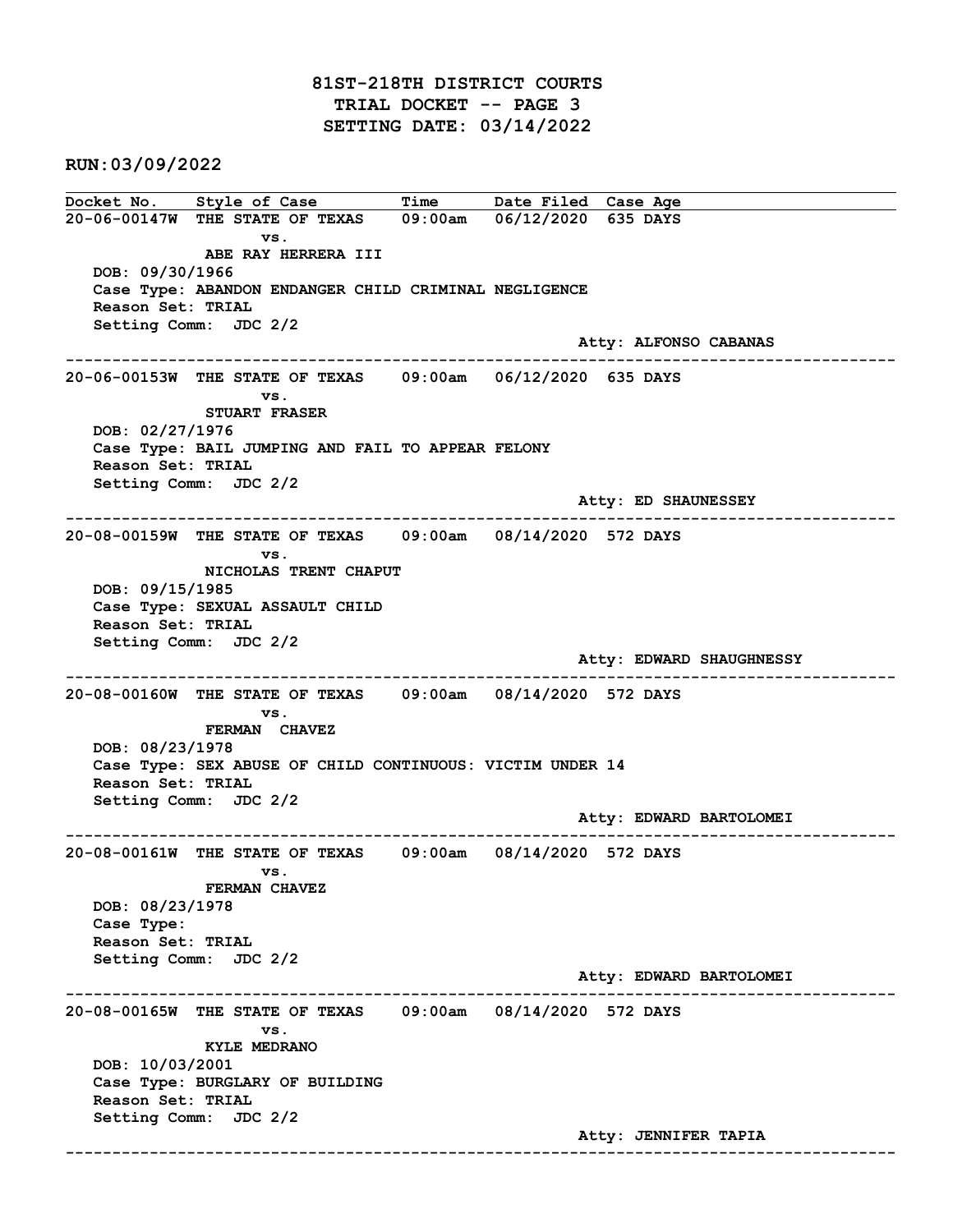**81ST-218TH DISTRICT COURTS**
**TRIAL DOCKET -- PAGE 3**
**SETTING DATE: 03/14/2022**

**RUN:03/09/2022**

| Docket No. | Style of Case | Time | Date Filed | Case Age |
|---|---|---|---|---|

**20-06-00147W** THE STATE OF TEXAS vs. ABE RAY HERRERA III — 09:00am — 06/12/2020 — 635 DAYS
DOB: 09/30/1966
Case Type: ABANDON ENDANGER CHILD CRIMINAL NEGLIGENCE
Reason Set: TRIAL
Setting Comm: JDC 2/2
Atty: ALFONSO CABANAS

---

**20-06-00153W** THE STATE OF TEXAS vs. STUART FRASER — 09:00am — 06/12/2020 — 635 DAYS
DOB: 02/27/1976
Case Type: BAIL JUMPING AND FAIL TO APPEAR FELONY
Reason Set: TRIAL
Setting Comm: JDC 2/2
Atty: ED SHAUNESSEY

---

**20-08-00159W** THE STATE OF TEXAS vs. NICHOLAS TRENT CHAPUT — 09:00am — 08/14/2020 — 572 DAYS
DOB: 09/15/1985
Case Type: SEXUAL ASSAULT CHILD
Reason Set: TRIAL
Setting Comm: JDC 2/2
Atty: EDWARD SHAUGHNESSY

---

**20-08-00160W** THE STATE OF TEXAS vs. FERMAN CHAVEZ — 09:00am — 08/14/2020 — 572 DAYS
DOB: 08/23/1978
Case Type: SEX ABUSE OF CHILD CONTINUOUS: VICTIM UNDER 14
Reason Set: TRIAL
Setting Comm: JDC 2/2
Atty: EDWARD BARTOLOMEI

---

**20-08-00161W** THE STATE OF TEXAS vs. FERMAN CHAVEZ — 09:00am — 08/14/2020 — 572 DAYS
DOB: 08/23/1978
Case Type:
Reason Set: TRIAL
Setting Comm: JDC 2/2
Atty: EDWARD BARTOLOMEI

---

**20-08-00165W** THE STATE OF TEXAS vs. KYLE MEDRANO — 09:00am — 08/14/2020 — 572 DAYS
DOB: 10/03/2001
Case Type: BURGLARY OF BUILDING
Reason Set: TRIAL
Setting Comm: JDC 2/2
Atty: JENNIFER TAPIA

---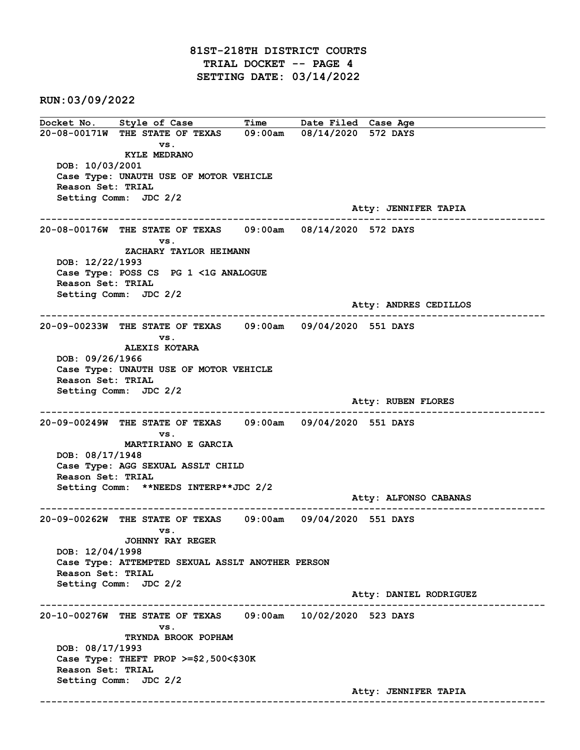# 81ST-218TH DISTRICT COURTS
## TRIAL DOCKET -- PAGE 4
## SETTING DATE: 03/14/2022

**RUN:03/09/2022**

| Docket No. | Style of Case | Time | Date Filed | Case Age |
|---|---|---|---|---|

**20-08-00171W** THE STATE OF TEXAS 09:00am 08/14/2020 572 DAYS
vs.
KYLE MEDRANO
DOB: 10/03/2001
Case Type: UNAUTH USE OF MOTOR VEHICLE
Reason Set: TRIAL
Setting Comm: JDC 2/2
Atty: JENNIFER TAPIA

---

**20-08-00176W** THE STATE OF TEXAS 09:00am 08/14/2020 572 DAYS
vs.
ZACHARY TAYLOR HEIMANN
DOB: 12/22/1993
Case Type: POSS CS PG 1 <1G ANALOGUE
Reason Set: TRIAL
Setting Comm: JDC 2/2
Atty: ANDRES CEDILLOS

---

**20-09-00233W** THE STATE OF TEXAS 09:00am 09/04/2020 551 DAYS
vs.
ALEXIS KOTARA
DOB: 09/26/1966
Case Type: UNAUTH USE OF MOTOR VEHICLE
Reason Set: TRIAL
Setting Comm: JDC 2/2
Atty: RUBEN FLORES

---

**20-09-00249W** THE STATE OF TEXAS 09:00am 09/04/2020 551 DAYS
vs.
MARTIRIANO E GARCIA
DOB: 08/17/1948
Case Type: AGG SEXUAL ASSLT CHILD
Reason Set: TRIAL
Setting Comm: **NEEDS INTERP**JDC 2/2
Atty: ALFONSO CABANAS

---

**20-09-00262W** THE STATE OF TEXAS 09:00am 09/04/2020 551 DAYS
vs.
JOHNNY RAY REGER
DOB: 12/04/1998
Case Type: ATTEMPTED SEXUAL ASSLT ANOTHER PERSON
Reason Set: TRIAL
Setting Comm: JDC 2/2
Atty: DANIEL RODRIGUEZ

---

**20-10-00276W** THE STATE OF TEXAS 09:00am 10/02/2020 523 DAYS
vs.
TRYNDA BROOK POPHAM
DOB: 08/17/1993
Case Type: THEFT PROP >=$2,500<$30K
Reason Set: TRIAL
Setting Comm: JDC 2/2
Atty: JENNIFER TAPIA

---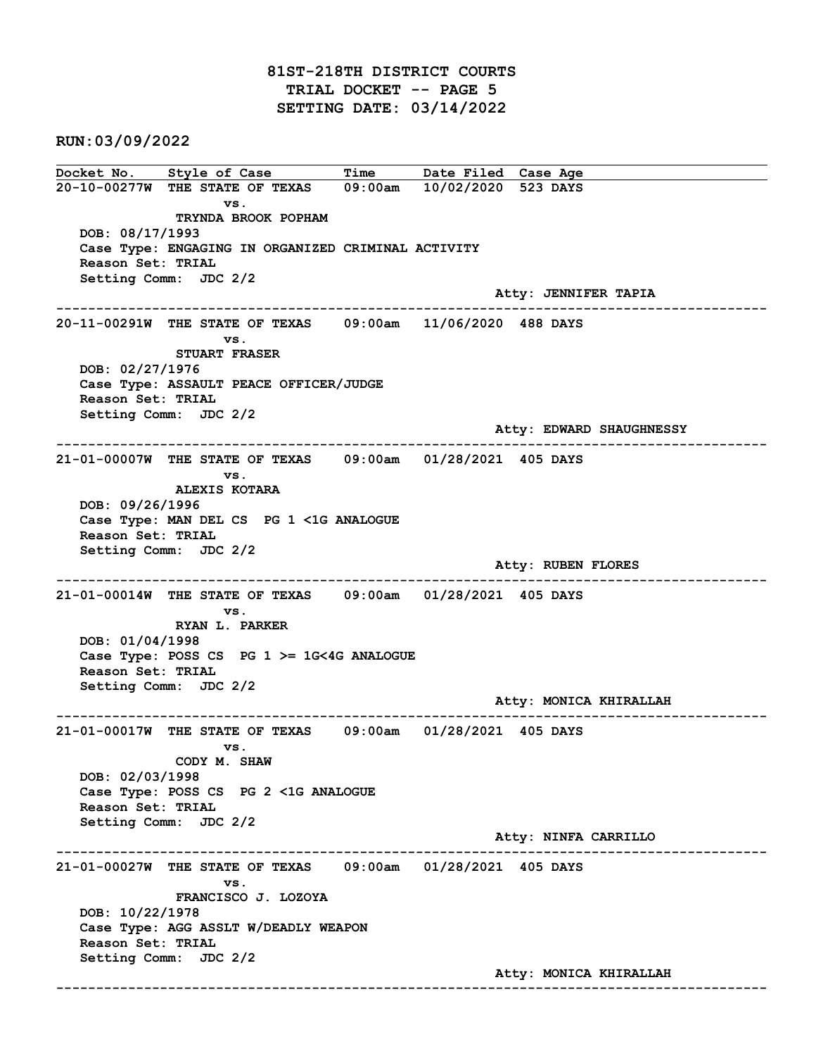# 81ST-218TH DISTRICT COURTS
## TRIAL DOCKET -- PAGE 5
## SETTING DATE: 03/14/2022

**RUN:03/09/2022**

| Docket No. | Style of Case | Time | Date Filed | Case Age |
|---|---|---|---|---|

**20-10-00277W** THE STATE OF TEXAS 09:00am 10/02/2020 523 DAYS
vs.
TRYNDA BROOK POPHAM
DOB: 08/17/1993
Case Type: ENGAGING IN ORGANIZED CRIMINAL ACTIVITY
Reason Set: TRIAL
Setting Comm: JDC 2/2
Atty: JENNIFER TAPIA

---

**20-11-00291W** THE STATE OF TEXAS 09:00am 11/06/2020 488 DAYS
vs.
STUART FRASER
DOB: 02/27/1976
Case Type: ASSAULT PEACE OFFICER/JUDGE
Reason Set: TRIAL
Setting Comm: JDC 2/2
Atty: EDWARD SHAUGHNESSY

---

**21-01-00007W** THE STATE OF TEXAS 09:00am 01/28/2021 405 DAYS
vs.
ALEXIS KOTARA
DOB: 09/26/1996
Case Type: MAN DEL CS PG 1 <1G ANALOGUE
Reason Set: TRIAL
Setting Comm: JDC 2/2
Atty: RUBEN FLORES

---

**21-01-00014W** THE STATE OF TEXAS 09:00am 01/28/2021 405 DAYS
vs.
RYAN L. PARKER
DOB: 01/04/1998
Case Type: POSS CS PG 1 >= 1G<4G ANALOGUE
Reason Set: TRIAL
Setting Comm: JDC 2/2
Atty: MONICA KHIRALLAH

---

**21-01-00017W** THE STATE OF TEXAS 09:00am 01/28/2021 405 DAYS
vs.
CODY M. SHAW
DOB: 02/03/1998
Case Type: POSS CS PG 2 <1G ANALOGUE
Reason Set: TRIAL
Setting Comm: JDC 2/2
Atty: NINFA CARRILLO

---

**21-01-00027W** THE STATE OF TEXAS 09:00am 01/28/2021 405 DAYS
vs.
FRANCISCO J. LOZOYA
DOB: 10/22/1978
Case Type: AGG ASSLT W/DEADLY WEAPON
Reason Set: TRIAL
Setting Comm: JDC 2/2
Atty: MONICA KHIRALLAH

---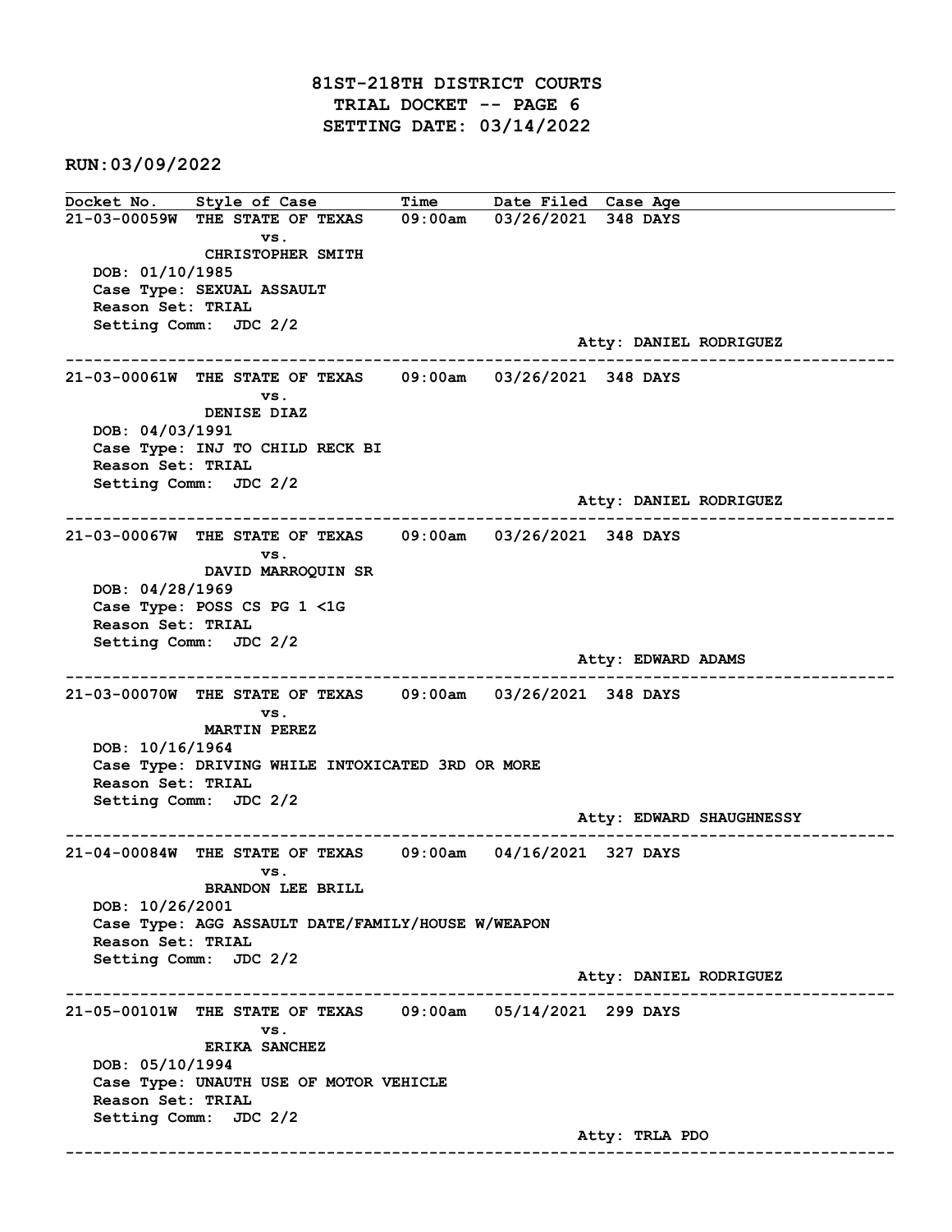# 81ST-218TH DISTRICT COURTS
## TRIAL DOCKET -- PAGE 6
## SETTING DATE: 03/14/2022

**RUN:03/09/2022**

| Docket No. | Style of Case | Time | Date Filed | Case Age |
|---|---|---|---|---|
| 21-03-00059W | THE STATE OF TEXAS vs. CHRISTOPHER SMITH | 09:00am | 03/26/2021 | 348 DAYS |

DOB: 01/10/1985
Case Type: SEXUAL ASSAULT
Reason Set: TRIAL
Setting Comm: JDC 2/2
Atty: DANIEL RODRIGUEZ

---

| Docket No. | Style of Case | Time | Date Filed | Case Age |
|---|---|---|---|---|
| 21-03-00061W | THE STATE OF TEXAS vs. DENISE DIAZ | 09:00am | 03/26/2021 | 348 DAYS |

DOB: 04/03/1991
Case Type: INJ TO CHILD RECK BI
Reason Set: TRIAL
Setting Comm: JDC 2/2
Atty: DANIEL RODRIGUEZ

---

| Docket No. | Style of Case | Time | Date Filed | Case Age |
|---|---|---|---|---|
| 21-03-00067W | THE STATE OF TEXAS vs. DAVID MARROQUIN SR | 09:00am | 03/26/2021 | 348 DAYS |

DOB: 04/28/1969
Case Type: POSS CS PG 1 <1G
Reason Set: TRIAL
Setting Comm: JDC 2/2
Atty: EDWARD ADAMS

---

| Docket No. | Style of Case | Time | Date Filed | Case Age |
|---|---|---|---|---|
| 21-03-00070W | THE STATE OF TEXAS vs. MARTIN PEREZ | 09:00am | 03/26/2021 | 348 DAYS |

DOB: 10/16/1964
Case Type: DRIVING WHILE INTOXICATED 3RD OR MORE
Reason Set: TRIAL
Setting Comm: JDC 2/2
Atty: EDWARD SHAUGHNESSY

---

| Docket No. | Style of Case | Time | Date Filed | Case Age |
|---|---|---|---|---|
| 21-04-00084W | THE STATE OF TEXAS vs. BRANDON LEE BRILL | 09:00am | 04/16/2021 | 327 DAYS |

DOB: 10/26/2001
Case Type: AGG ASSAULT DATE/FAMILY/HOUSE W/WEAPON
Reason Set: TRIAL
Setting Comm: JDC 2/2
Atty: DANIEL RODRIGUEZ

---

| Docket No. | Style of Case | Time | Date Filed | Case Age |
|---|---|---|---|---|
| 21-05-00101W | THE STATE OF TEXAS vs. ERIKA SANCHEZ | 09:00am | 05/14/2021 | 299 DAYS |

DOB: 05/10/1994
Case Type: UNAUTH USE OF MOTOR VEHICLE
Reason Set: TRIAL
Setting Comm: JDC 2/2
Atty: TRLA PDO

---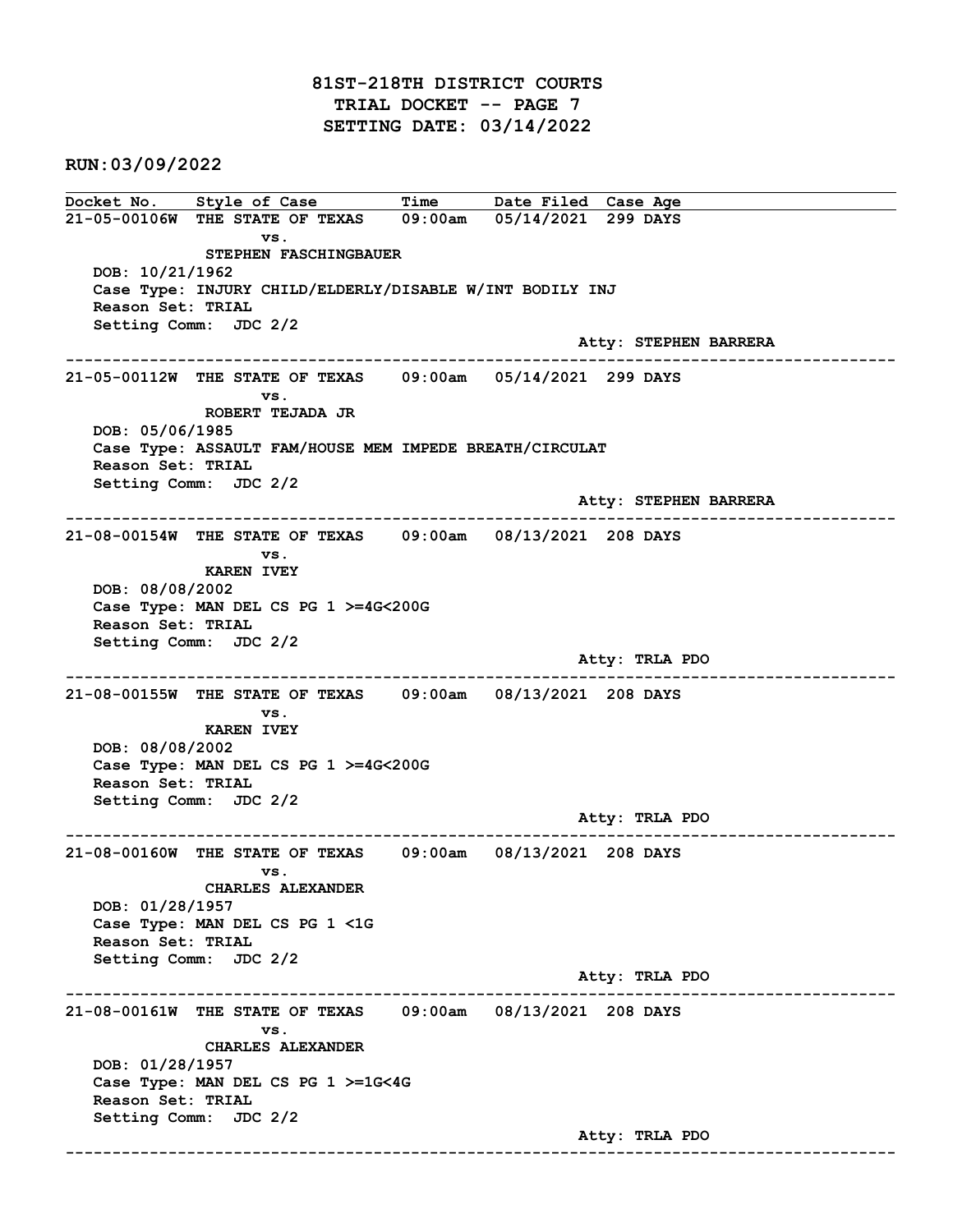# 81ST-218TH DISTRICT COURTS
## TRIAL DOCKET -- PAGE 7
## SETTING DATE: 03/14/2022

**RUN:03/09/2022**

| Docket No. | Style of Case | Time | Date Filed | Case Age |
|---|---|---|---|---|
| 21-05-00106W | THE STATE OF TEXAS vs. STEPHEN FASCHINGBAUER | 09:00am | 05/14/2021 | 299 DAYS |

DOB: 10/21/1962
Case Type: INJURY CHILD/ELDERLY/DISABLE W/INT BODILY INJ
Reason Set: TRIAL
Setting Comm: JDC 2/2
Atty: STEPHEN BARRERA

---

| Docket No. | Style of Case | Time | Date Filed | Case Age |
|---|---|---|---|---|
| 21-05-00112W | THE STATE OF TEXAS vs. ROBERT TEJADA JR | 09:00am | 05/14/2021 | 299 DAYS |

DOB: 05/06/1985
Case Type: ASSAULT FAM/HOUSE MEM IMPEDE BREATH/CIRCULAT
Reason Set: TRIAL
Setting Comm: JDC 2/2
Atty: STEPHEN BARRERA

---

| Docket No. | Style of Case | Time | Date Filed | Case Age |
|---|---|---|---|---|
| 21-08-00154W | THE STATE OF TEXAS vs. KAREN IVEY | 09:00am | 08/13/2021 | 208 DAYS |

DOB: 08/08/2002
Case Type: MAN DEL CS PG 1 >=4G<200G
Reason Set: TRIAL
Setting Comm: JDC 2/2
Atty: TRLA PDO

---

| Docket No. | Style of Case | Time | Date Filed | Case Age |
|---|---|---|---|---|
| 21-08-00155W | THE STATE OF TEXAS vs. KAREN IVEY | 09:00am | 08/13/2021 | 208 DAYS |

DOB: 08/08/2002
Case Type: MAN DEL CS PG 1 >=4G<200G
Reason Set: TRIAL
Setting Comm: JDC 2/2
Atty: TRLA PDO

---

| Docket No. | Style of Case | Time | Date Filed | Case Age |
|---|---|---|---|---|
| 21-08-00160W | THE STATE OF TEXAS vs. CHARLES ALEXANDER | 09:00am | 08/13/2021 | 208 DAYS |

DOB: 01/28/1957
Case Type: MAN DEL CS PG 1 <1G
Reason Set: TRIAL
Setting Comm: JDC 2/2
Atty: TRLA PDO

---

| Docket No. | Style of Case | Time | Date Filed | Case Age |
|---|---|---|---|---|
| 21-08-00161W | THE STATE OF TEXAS vs. CHARLES ALEXANDER | 09:00am | 08/13/2021 | 208 DAYS |

DOB: 01/28/1957
Case Type: MAN DEL CS PG 1 >=1G<4G
Reason Set: TRIAL
Setting Comm: JDC 2/2
Atty: TRLA PDO

---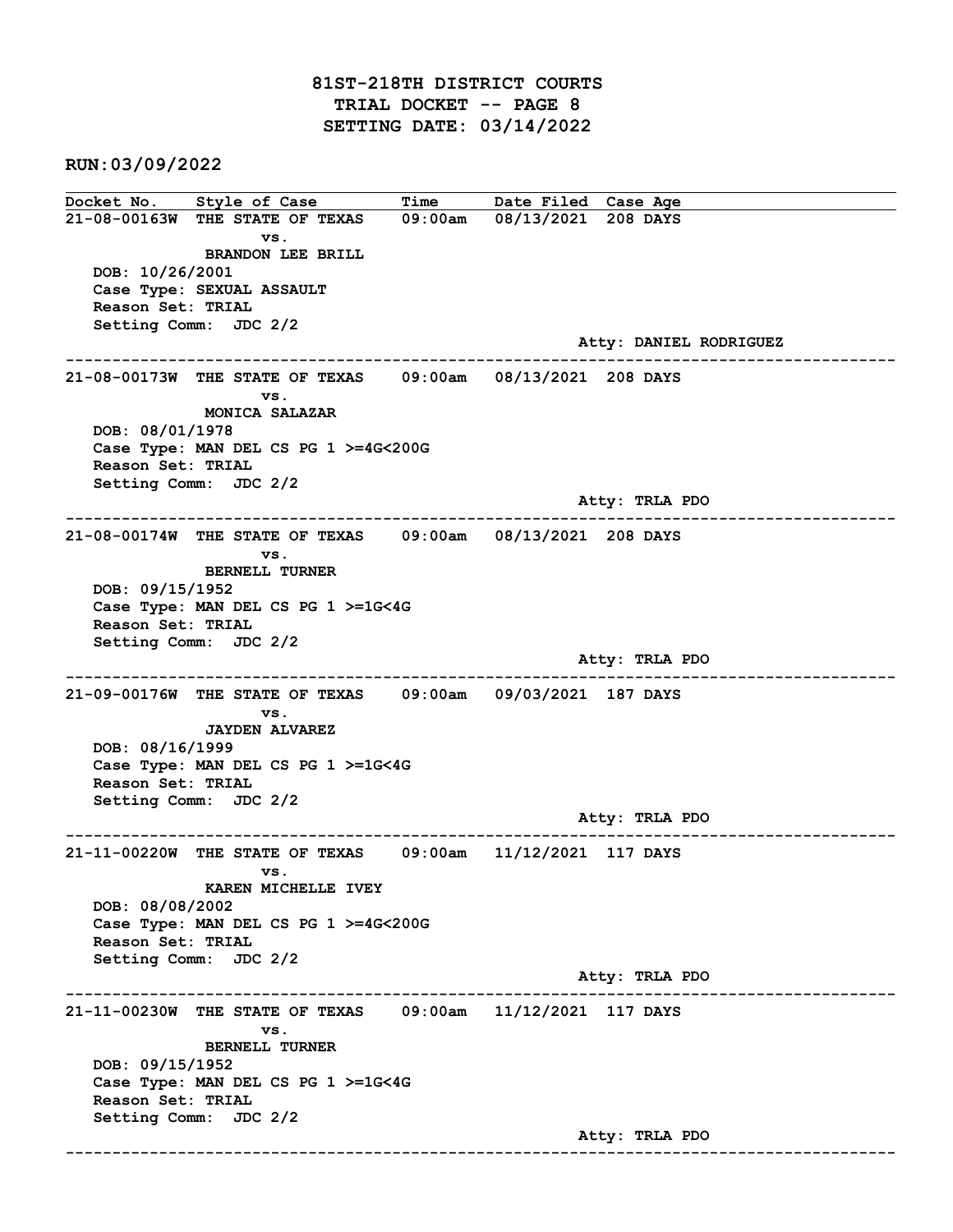# 81ST-218TH DISTRICT COURTS
## TRIAL DOCKET -- PAGE 8
## SETTING DATE: 03/14/2022

RUN:03/09/2022

| Docket No. | Style of Case | Time | Date Filed | Case Age |
|---|---|---|---|---|

**21-08-00163W** THE STATE OF TEXAS vs. BRANDON LEE BRILL — 09:00am — 08/13/2021 — 208 DAYS

DOB: 10/26/2001
Case Type: SEXUAL ASSAULT
Reason Set: TRIAL
Setting Comm: JDC 2/2
Atty: DANIEL RODRIGUEZ

---

**21-08-00173W** THE STATE OF TEXAS vs. MONICA SALAZAR — 09:00am — 08/13/2021 — 208 DAYS

DOB: 08/01/1978
Case Type: MAN DEL CS PG 1 >=4G<200G
Reason Set: TRIAL
Setting Comm: JDC 2/2
Atty: TRLA PDO

---

**21-08-00174W** THE STATE OF TEXAS vs. BERNELL TURNER — 09:00am — 08/13/2021 — 208 DAYS

DOB: 09/15/1952
Case Type: MAN DEL CS PG 1 >=1G<4G
Reason Set: TRIAL
Setting Comm: JDC 2/2
Atty: TRLA PDO

---

**21-09-00176W** THE STATE OF TEXAS vs. JAYDEN ALVAREZ — 09:00am — 09/03/2021 — 187 DAYS

DOB: 08/16/1999
Case Type: MAN DEL CS PG 1 >=1G<4G
Reason Set: TRIAL
Setting Comm: JDC 2/2
Atty: TRLA PDO

---

**21-11-00220W** THE STATE OF TEXAS vs. KAREN MICHELLE IVEY — 09:00am — 11/12/2021 — 117 DAYS

DOB: 08/08/2002
Case Type: MAN DEL CS PG 1 >=4G<200G
Reason Set: TRIAL
Setting Comm: JDC 2/2
Atty: TRLA PDO

---

**21-11-00230W** THE STATE OF TEXAS vs. BERNELL TURNER — 09:00am — 11/12/2021 — 117 DAYS

DOB: 09/15/1952
Case Type: MAN DEL CS PG 1 >=1G<4G
Reason Set: TRIAL
Setting Comm: JDC 2/2
Atty: TRLA PDO

---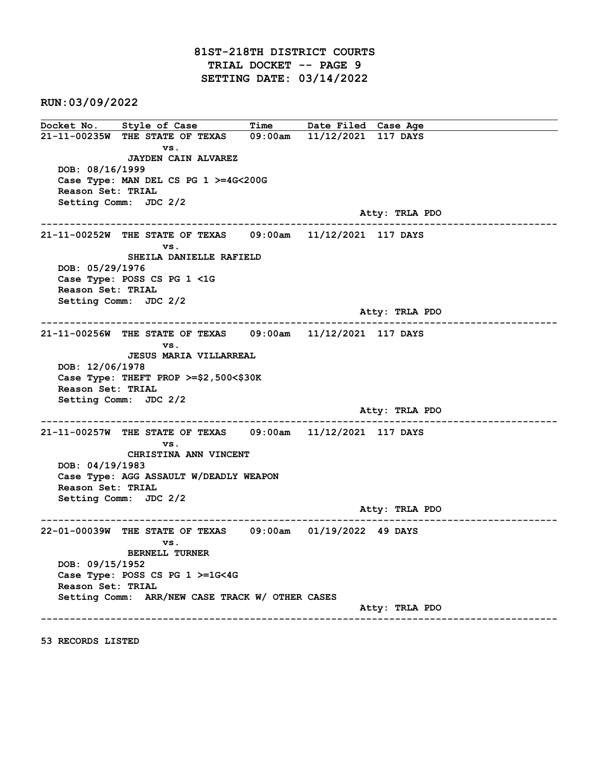# 81ST-218TH DISTRICT COURTS
## TRIAL DOCKET -- PAGE 9
## SETTING DATE: 03/14/2022

**RUN:03/09/2022**

| Docket No. | Style of Case | Time | Date Filed | Case Age |
|---|---|---|---|---|

**21-11-00235W THE STATE OF TEXAS 09:00am 11/12/2021 117 DAYS**
vs.
JAYDEN CAIN ALVAREZ
DOB: 08/16/1999
Case Type: MAN DEL CS PG 1 >=4G<200G
Reason Set: TRIAL
Setting Comm: JDC 2/2
Atty: TRLA PDO

---

**21-11-00252W THE STATE OF TEXAS 09:00am 11/12/2021 117 DAYS**
vs.
SHEILA DANIELLE RAFIELD
DOB: 05/29/1976
Case Type: POSS CS PG 1 <1G
Reason Set: TRIAL
Setting Comm: JDC 2/2
Atty: TRLA PDO

---

**21-11-00256W THE STATE OF TEXAS 09:00am 11/12/2021 117 DAYS**
vs.
JESUS MARIA VILLARREAL
DOB: 12/06/1978
Case Type: THEFT PROP >=$2,500<$30K
Reason Set: TRIAL
Setting Comm: JDC 2/2
Atty: TRLA PDO

---

**21-11-00257W THE STATE OF TEXAS 09:00am 11/12/2021 117 DAYS**
vs.
CHRISTINA ANN VINCENT
DOB: 04/19/1983
Case Type: AGG ASSAULT W/DEADLY WEAPON
Reason Set: TRIAL
Setting Comm: JDC 2/2
Atty: TRLA PDO

---

**22-01-00039W THE STATE OF TEXAS 09:00am 01/19/2022 49 DAYS**
vs.
BERNELL TURNER
DOB: 09/15/1952
Case Type: POSS CS PG 1 >=1G<4G
Reason Set: TRIAL
Setting Comm: ARR/NEW CASE TRACK W/ OTHER CASES
Atty: TRLA PDO

---

53 RECORDS LISTED